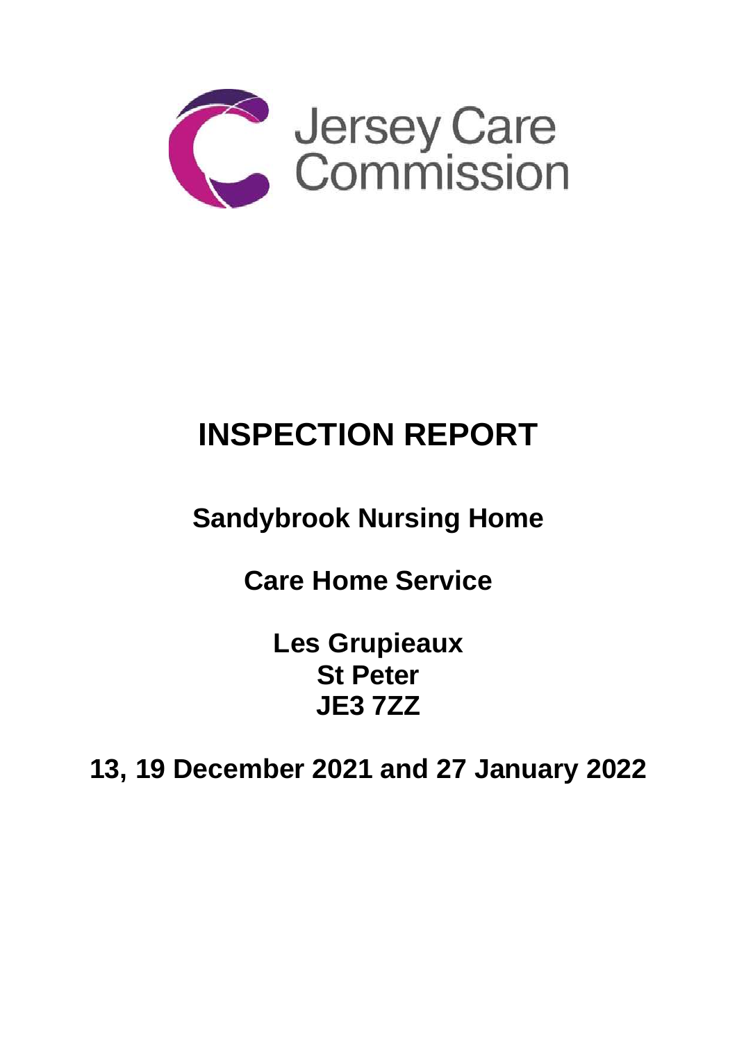Jersey Care Commission

# INSPECTION REPORT

## Sandybrook Nursing Home

## Care Home Service

**Les Grupieaux**
**St Peter**
**JE3 7ZZ**

## 13, 19 December 2021 and 27 January 2022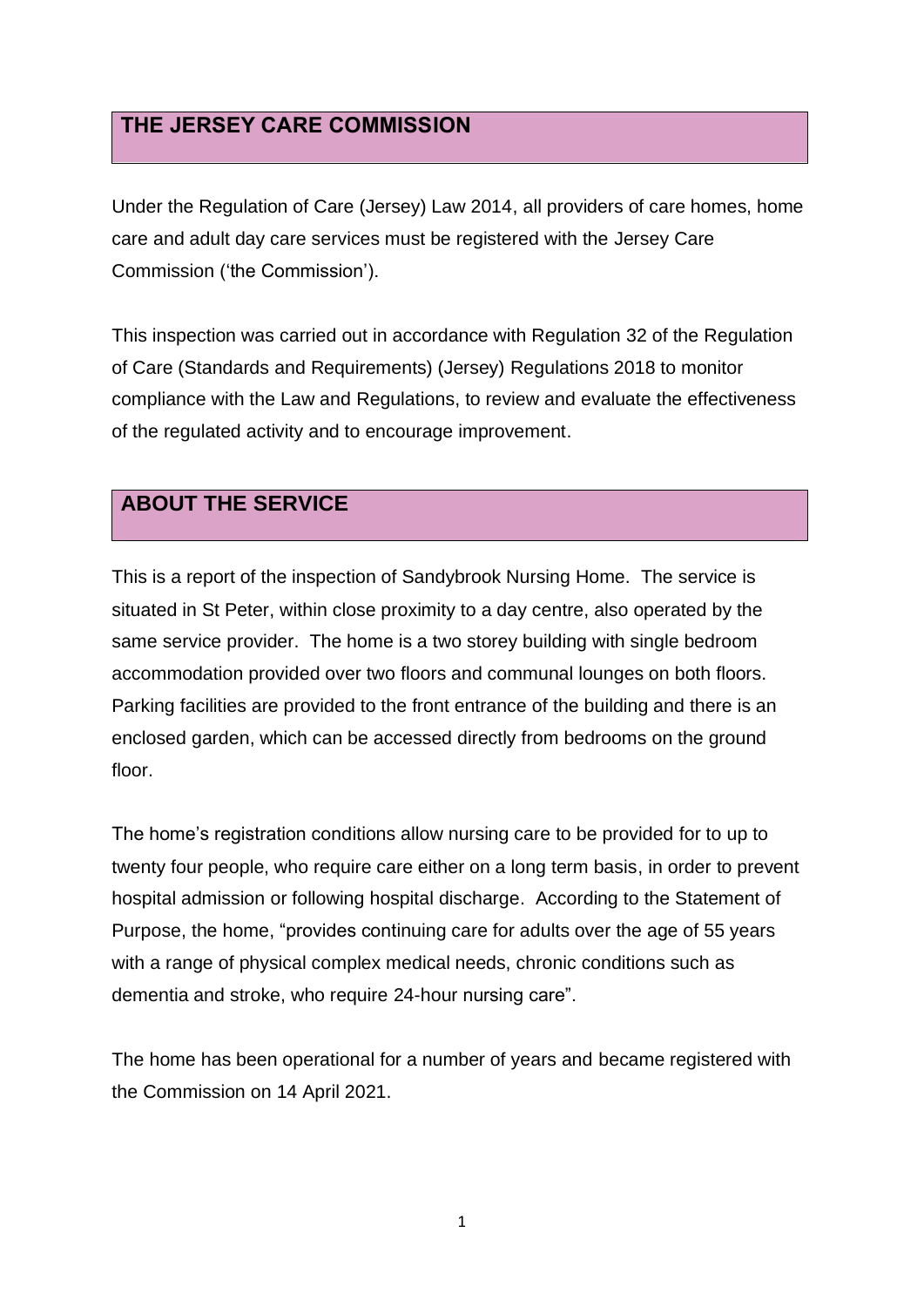## THE JERSEY CARE COMMISSION

Under the Regulation of Care (Jersey) Law 2014, all providers of care homes, home care and adult day care services must be registered with the Jersey Care Commission ('the Commission').

This inspection was carried out in accordance with Regulation 32 of the Regulation of Care (Standards and Requirements) (Jersey) Regulations 2018 to monitor compliance with the Law and Regulations, to review and evaluate the effectiveness of the regulated activity and to encourage improvement.

## ABOUT THE SERVICE

This is a report of the inspection of Sandybrook Nursing Home. The service is situated in St Peter, within close proximity to a day centre, also operated by the same service provider. The home is a two storey building with single bedroom accommodation provided over two floors and communal lounges on both floors. Parking facilities are provided to the front entrance of the building and there is an enclosed garden, which can be accessed directly from bedrooms on the ground floor.

The home's registration conditions allow nursing care to be provided for to up to twenty four people, who require care either on a long term basis, in order to prevent hospital admission or following hospital discharge. According to the Statement of Purpose, the home, "provides continuing care for adults over the age of 55 years with a range of physical complex medical needs, chronic conditions such as dementia and stroke, who require 24-hour nursing care".

The home has been operational for a number of years and became registered with the Commission on 14 April 2021.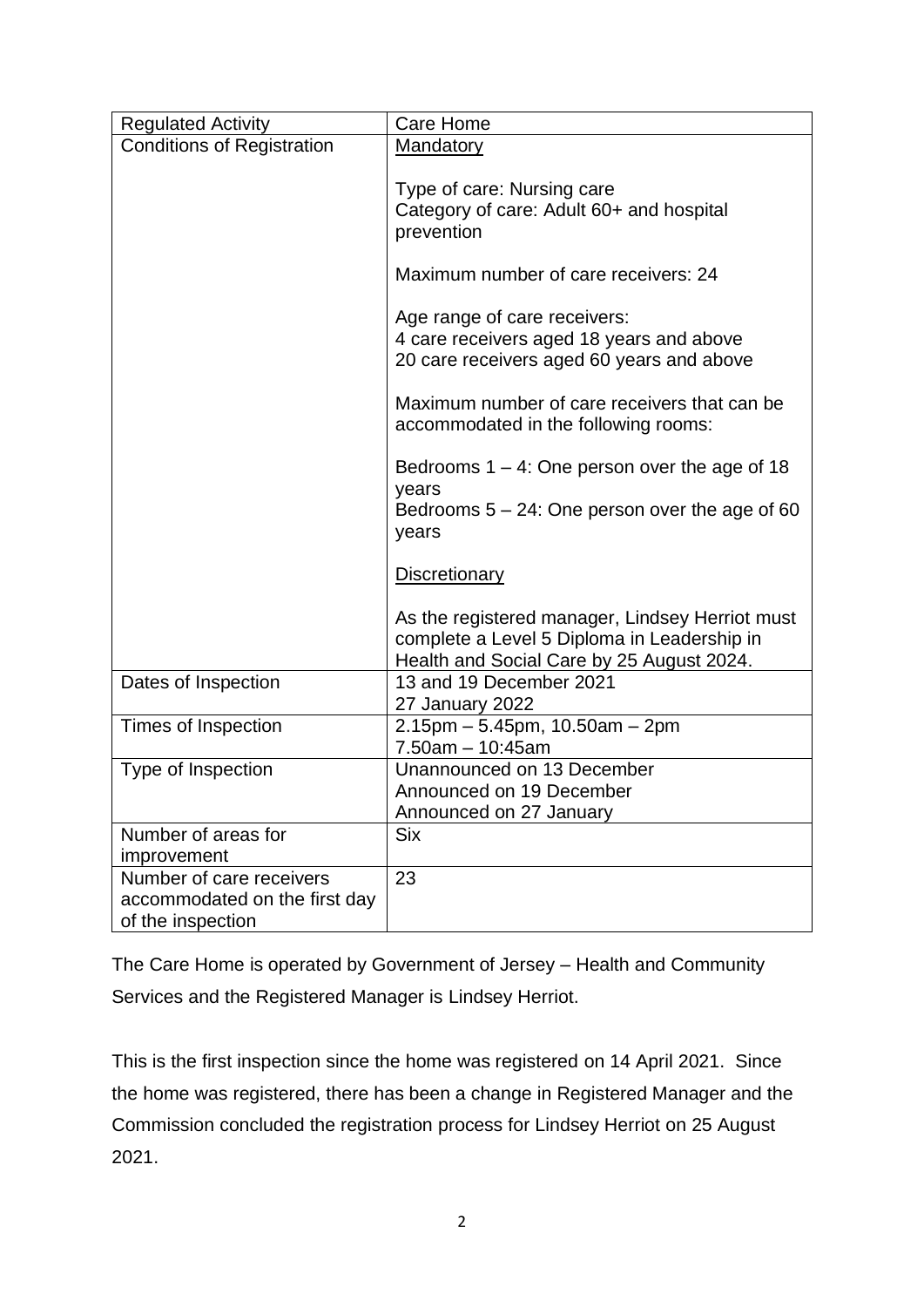| Regulated Activity | Care Home |
| --- | --- |
| Conditions of Registration | Mandatory<br><br>Type of care: Nursing care<br>Category of care: Adult 60+ and hospital prevention<br><br>Maximum number of care receivers: 24<br><br>Age range of care receivers:<br>4 care receivers aged 18 years and above<br>20 care receivers aged 60 years and above<br><br>Maximum number of care receivers that can be accommodated in the following rooms:<br><br>Bedrooms 1 – 4: One person over the age of 18 years<br>Bedrooms 5 – 24: One person over the age of 60 years<br><br>Discretionary<br><br>As the registered manager, Lindsey Herriot must complete a Level 5 Diploma in Leadership in Health and Social Care by 25 August 2024. |
| Dates of Inspection | 13 and 19 December 2021<br>27 January 2022 |
| Times of Inspection | 2.15pm – 5.45pm, 10.50am – 2pm<br>7.50am – 10:45am |
| Type of Inspection | Unannounced on 13 December<br>Announced on 19 December<br>Announced on 27 January |
| Number of areas for improvement | Six |
| Number of care receivers accommodated on the first day of the inspection | 23 |

The Care Home is operated by Government of Jersey – Health and Community Services and the Registered Manager is Lindsey Herriot.

This is the first inspection since the home was registered on 14 April 2021. Since the home was registered, there has been a change in Registered Manager and the Commission concluded the registration process for Lindsey Herriot on 25 August 2021.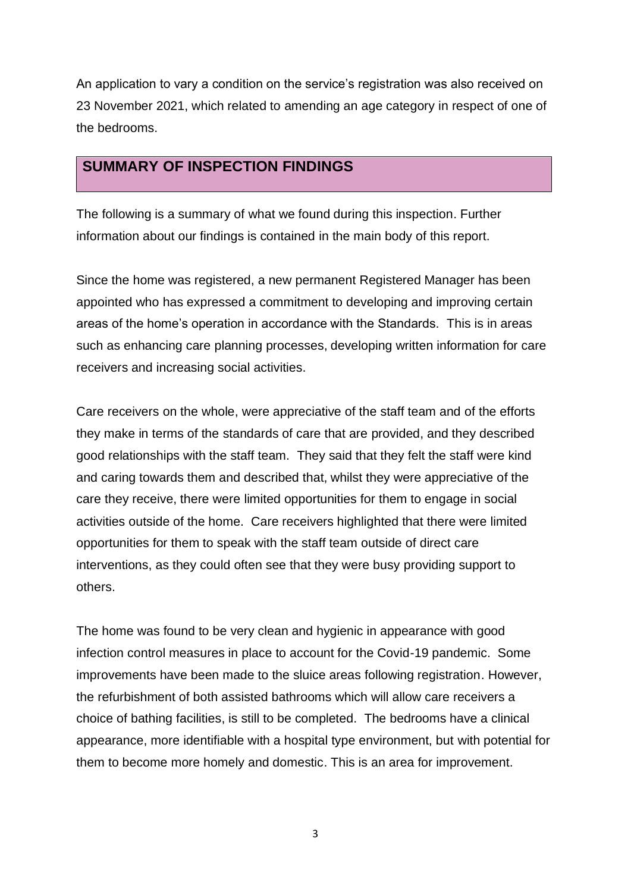An application to vary a condition on the service's registration was also received on 23 November 2021, which related to amending an age category in respect of one of the bedrooms.

## SUMMARY OF INSPECTION FINDINGS

The following is a summary of what we found during this inspection. Further information about our findings is contained in the main body of this report.

Since the home was registered, a new permanent Registered Manager has been appointed who has expressed a commitment to developing and improving certain areas of the home's operation in accordance with the Standards. This is in areas such as enhancing care planning processes, developing written information for care receivers and increasing social activities.

Care receivers on the whole, were appreciative of the staff team and of the efforts they make in terms of the standards of care that are provided, and they described good relationships with the staff team. They said that they felt the staff were kind and caring towards them and described that, whilst they were appreciative of the care they receive, there were limited opportunities for them to engage in social activities outside of the home. Care receivers highlighted that there were limited opportunities for them to speak with the staff team outside of direct care interventions, as they could often see that they were busy providing support to others.

The home was found to be very clean and hygienic in appearance with good infection control measures in place to account for the Covid-19 pandemic. Some improvements have been made to the sluice areas following registration. However, the refurbishment of both assisted bathrooms which will allow care receivers a choice of bathing facilities, is still to be completed. The bedrooms have a clinical appearance, more identifiable with a hospital type environment, but with potential for them to become more homely and domestic. This is an area for improvement.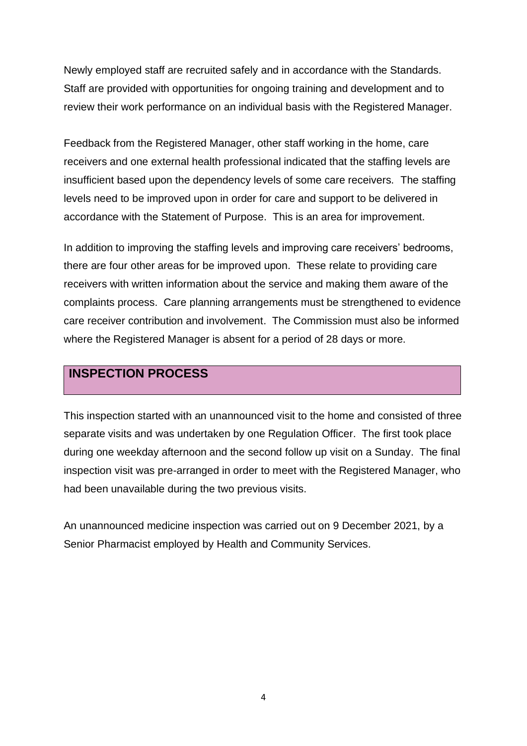Newly employed staff are recruited safely and in accordance with the Standards. Staff are provided with opportunities for ongoing training and development and to review their work performance on an individual basis with the Registered Manager.

Feedback from the Registered Manager, other staff working in the home, care receivers and one external health professional indicated that the staffing levels are insufficient based upon the dependency levels of some care receivers. The staffing levels need to be improved upon in order for care and support to be delivered in accordance with the Statement of Purpose. This is an area for improvement.

In addition to improving the staffing levels and improving care receivers' bedrooms, there are four other areas for be improved upon. These relate to providing care receivers with written information about the service and making them aware of the complaints process. Care planning arrangements must be strengthened to evidence care receiver contribution and involvement. The Commission must also be informed where the Registered Manager is absent for a period of 28 days or more.

## INSPECTION PROCESS

This inspection started with an unannounced visit to the home and consisted of three separate visits and was undertaken by one Regulation Officer. The first took place during one weekday afternoon and the second follow up visit on a Sunday. The final inspection visit was pre-arranged in order to meet with the Registered Manager, who had been unavailable during the two previous visits.

An unannounced medicine inspection was carried out on 9 December 2021, by a Senior Pharmacist employed by Health and Community Services.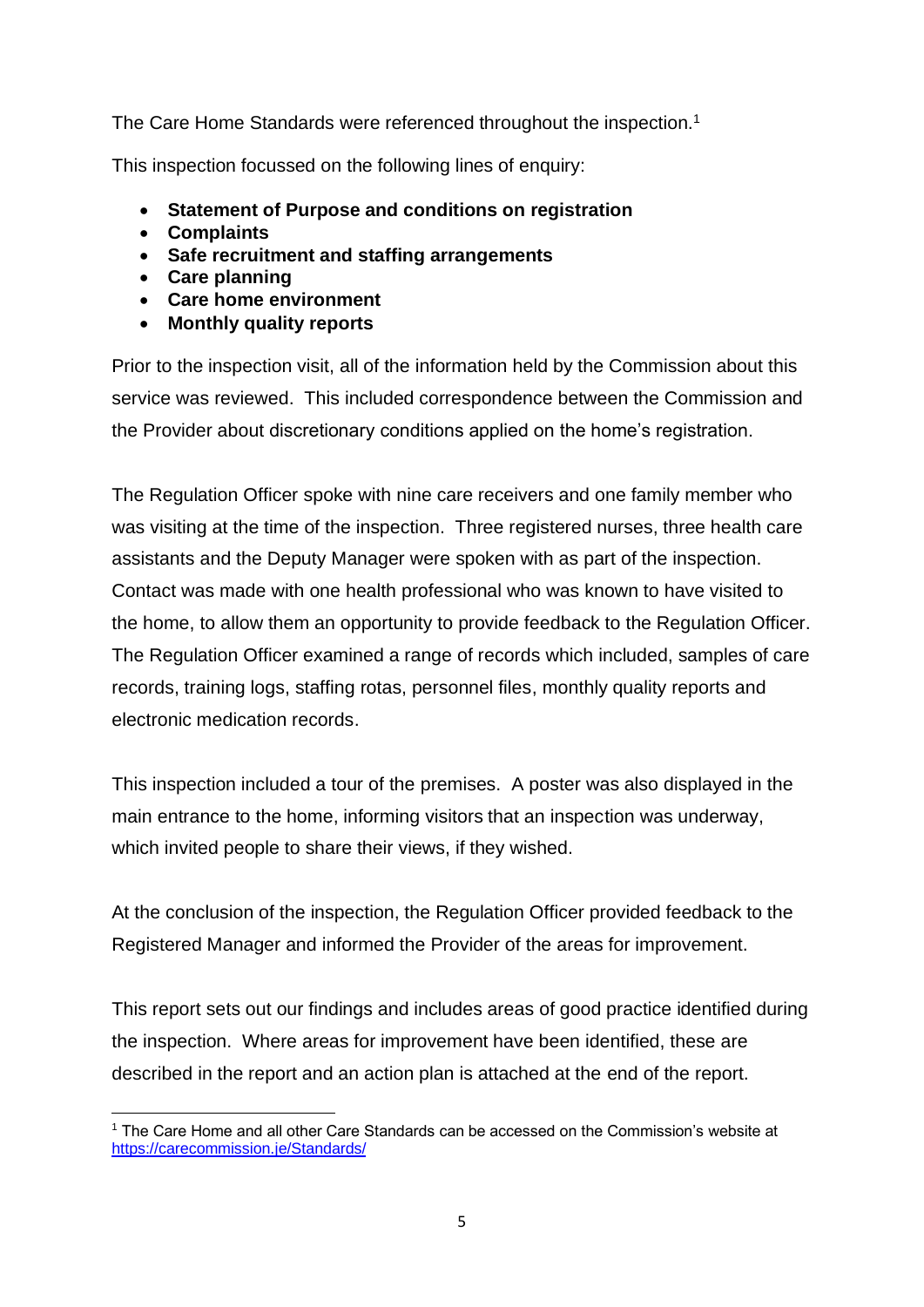The Care Home Standards were referenced throughout the inspection.[1]

This inspection focussed on the following lines of enquiry:

- **Statement of Purpose and conditions on registration**
- **Complaints**
- **Safe recruitment and staffing arrangements**
- **Care planning**
- **Care home environment**
- **Monthly quality reports**

Prior to the inspection visit, all of the information held by the Commission about this service was reviewed. This included correspondence between the Commission and the Provider about discretionary conditions applied on the home's registration.

The Regulation Officer spoke with nine care receivers and one family member who was visiting at the time of the inspection. Three registered nurses, three health care assistants and the Deputy Manager were spoken with as part of the inspection. Contact was made with one health professional who was known to have visited to the home, to allow them an opportunity to provide feedback to the Regulation Officer. The Regulation Officer examined a range of records which included, samples of care records, training logs, staffing rotas, personnel files, monthly quality reports and electronic medication records.

This inspection included a tour of the premises. A poster was also displayed in the main entrance to the home, informing visitors that an inspection was underway, which invited people to share their views, if they wished.

At the conclusion of the inspection, the Regulation Officer provided feedback to the Registered Manager and informed the Provider of the areas for improvement.

This report sets out our findings and includes areas of good practice identified during the inspection. Where areas for improvement have been identified, these are described in the report and an action plan is attached at the end of the report.

---

[1] The Care Home and all other Care Standards can be accessed on the Commission's website at https://carecommission.je/Standards/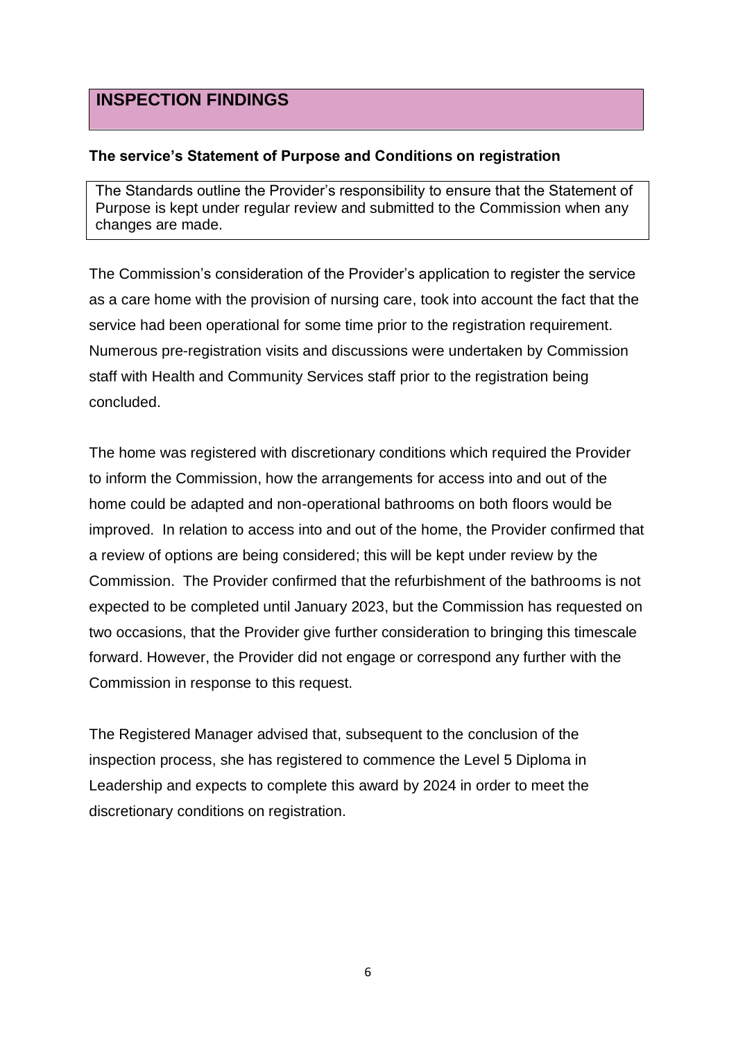## INSPECTION FINDINGS

**The service's Statement of Purpose and Conditions on registration**

The Standards outline the Provider's responsibility to ensure that the Statement of Purpose is kept under regular review and submitted to the Commission when any changes are made.

The Commission's consideration of the Provider's application to register the service as a care home with the provision of nursing care, took into account the fact that the service had been operational for some time prior to the registration requirement. Numerous pre-registration visits and discussions were undertaken by Commission staff with Health and Community Services staff prior to the registration being concluded.

The home was registered with discretionary conditions which required the Provider to inform the Commission, how the arrangements for access into and out of the home could be adapted and non-operational bathrooms on both floors would be improved. In relation to access into and out of the home, the Provider confirmed that a review of options are being considered; this will be kept under review by the Commission. The Provider confirmed that the refurbishment of the bathrooms is not expected to be completed until January 2023, but the Commission has requested on two occasions, that the Provider give further consideration to bringing this timescale forward. However, the Provider did not engage or correspond any further with the Commission in response to this request.

The Registered Manager advised that, subsequent to the conclusion of the inspection process, she has registered to commence the Level 5 Diploma in Leadership and expects to complete this award by 2024 in order to meet the discretionary conditions on registration.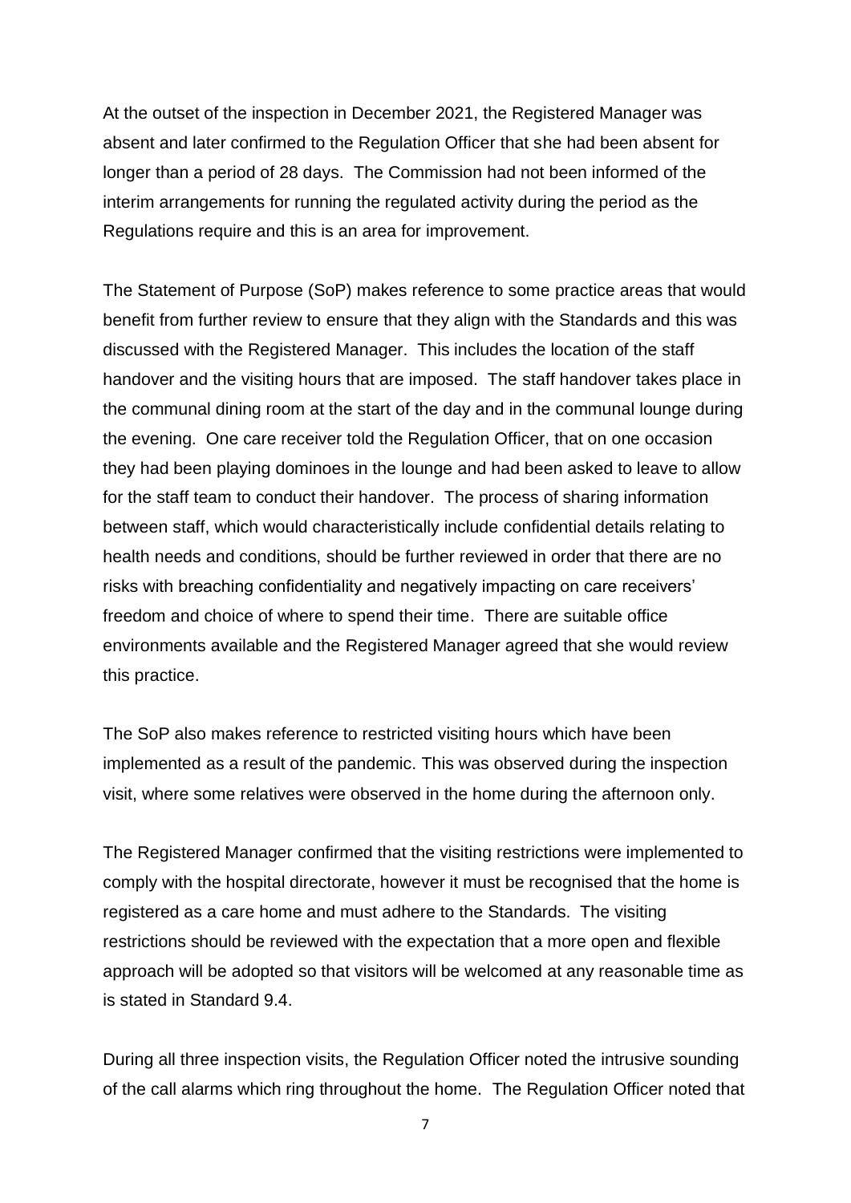At the outset of the inspection in December 2021, the Registered Manager was absent and later confirmed to the Regulation Officer that she had been absent for longer than a period of 28 days. The Commission had not been informed of the interim arrangements for running the regulated activity during the period as the Regulations require and this is an area for improvement.

The Statement of Purpose (SoP) makes reference to some practice areas that would benefit from further review to ensure that they align with the Standards and this was discussed with the Registered Manager. This includes the location of the staff handover and the visiting hours that are imposed. The staff handover takes place in the communal dining room at the start of the day and in the communal lounge during the evening. One care receiver told the Regulation Officer, that on one occasion they had been playing dominoes in the lounge and had been asked to leave to allow for the staff team to conduct their handover. The process of sharing information between staff, which would characteristically include confidential details relating to health needs and conditions, should be further reviewed in order that there are no risks with breaching confidentiality and negatively impacting on care receivers' freedom and choice of where to spend their time. There are suitable office environments available and the Registered Manager agreed that she would review this practice.

The SoP also makes reference to restricted visiting hours which have been implemented as a result of the pandemic. This was observed during the inspection visit, where some relatives were observed in the home during the afternoon only.

The Registered Manager confirmed that the visiting restrictions were implemented to comply with the hospital directorate, however it must be recognised that the home is registered as a care home and must adhere to the Standards. The visiting restrictions should be reviewed with the expectation that a more open and flexible approach will be adopted so that visitors will be welcomed at any reasonable time as is stated in Standard 9.4.

During all three inspection visits, the Regulation Officer noted the intrusive sounding of the call alarms which ring throughout the home. The Regulation Officer noted that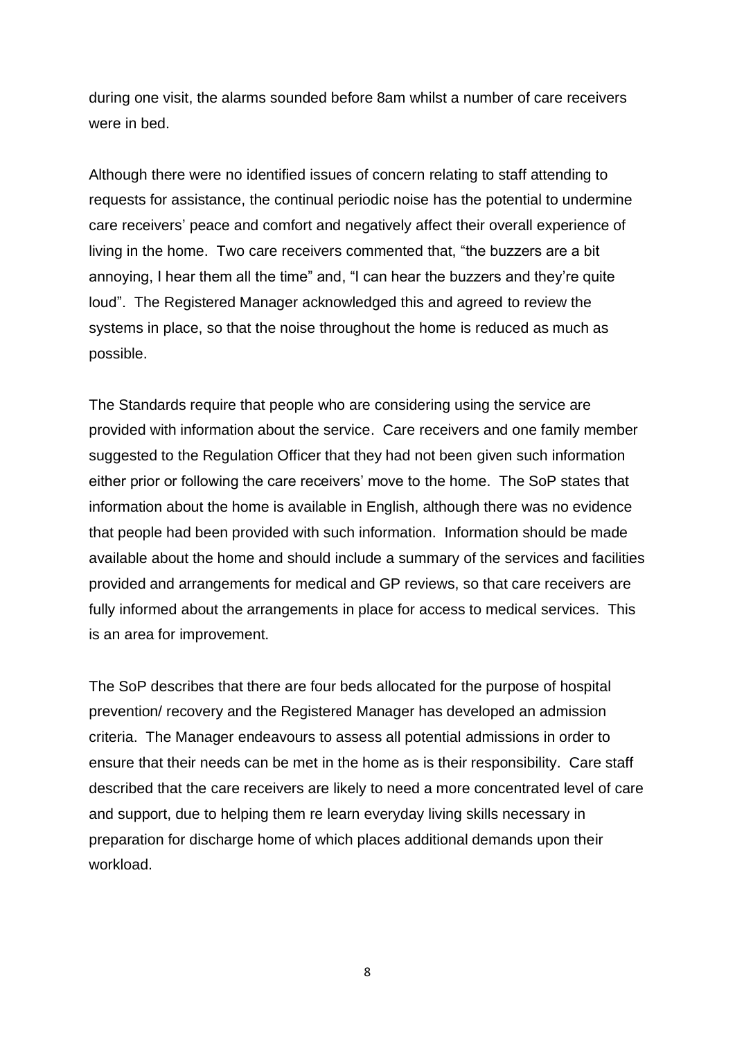during one visit, the alarms sounded before 8am whilst a number of care receivers were in bed.

Although there were no identified issues of concern relating to staff attending to requests for assistance, the continual periodic noise has the potential to undermine care receivers' peace and comfort and negatively affect their overall experience of living in the home. Two care receivers commented that, "the buzzers are a bit annoying, I hear them all the time" and, "I can hear the buzzers and they're quite loud". The Registered Manager acknowledged this and agreed to review the systems in place, so that the noise throughout the home is reduced as much as possible.

The Standards require that people who are considering using the service are provided with information about the service. Care receivers and one family member suggested to the Regulation Officer that they had not been given such information either prior or following the care receivers' move to the home. The SoP states that information about the home is available in English, although there was no evidence that people had been provided with such information. Information should be made available about the home and should include a summary of the services and facilities provided and arrangements for medical and GP reviews, so that care receivers are fully informed about the arrangements in place for access to medical services. This is an area for improvement.

The SoP describes that there are four beds allocated for the purpose of hospital prevention/ recovery and the Registered Manager has developed an admission criteria. The Manager endeavours to assess all potential admissions in order to ensure that their needs can be met in the home as is their responsibility. Care staff described that the care receivers are likely to need a more concentrated level of care and support, due to helping them re learn everyday living skills necessary in preparation for discharge home of which places additional demands upon their workload.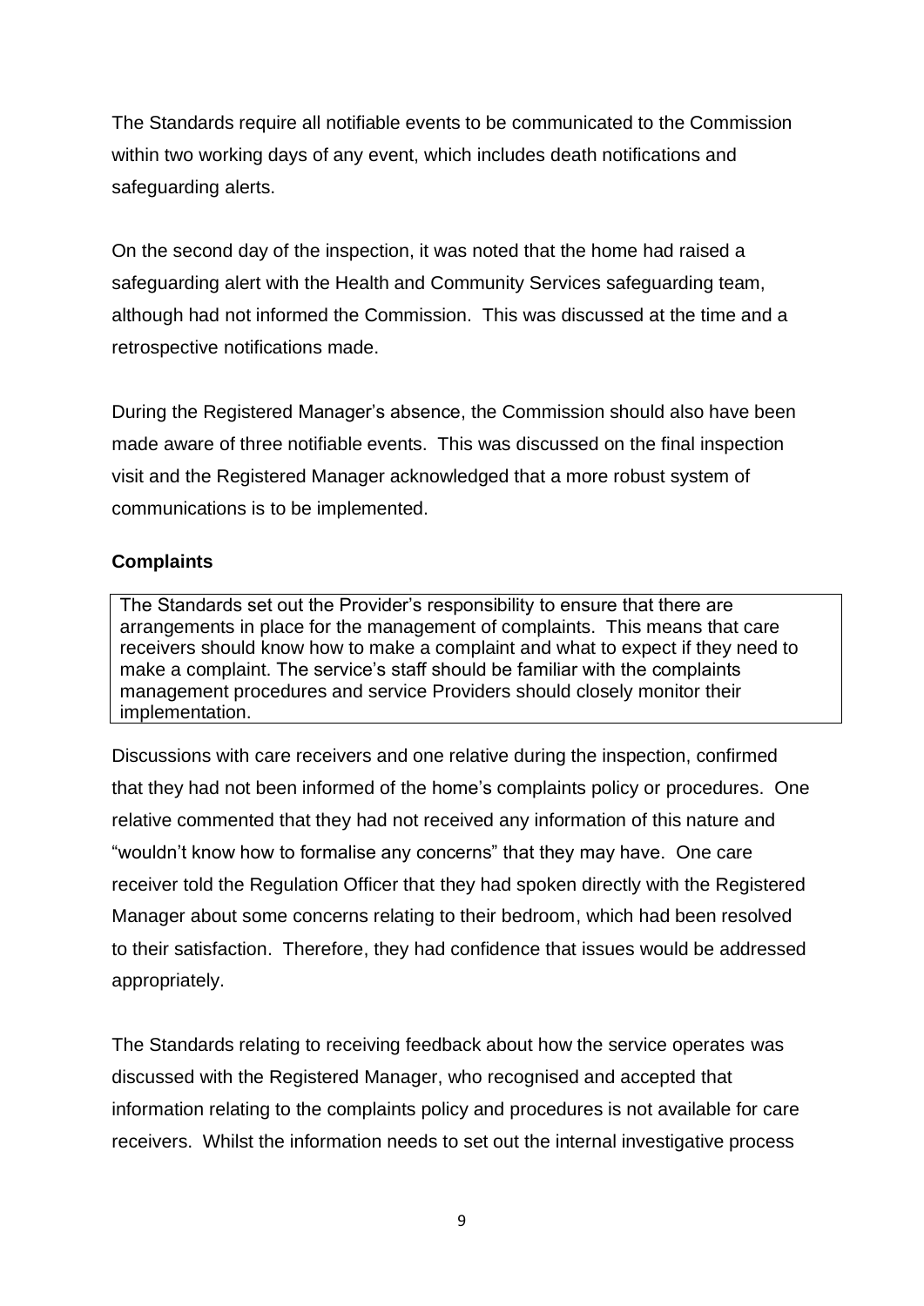The Standards require all notifiable events to be communicated to the Commission within two working days of any event, which includes death notifications and safeguarding alerts.

On the second day of the inspection, it was noted that the home had raised a safeguarding alert with the Health and Community Services safeguarding team, although had not informed the Commission. This was discussed at the time and a retrospective notifications made.

During the Registered Manager's absence, the Commission should also have been made aware of three notifiable events. This was discussed on the final inspection visit and the Registered Manager acknowledged that a more robust system of communications is to be implemented.

**Complaints**

> The Standards set out the Provider's responsibility to ensure that there are arrangements in place for the management of complaints. This means that care receivers should know how to make a complaint and what to expect if they need to make a complaint. The service's staff should be familiar with the complaints management procedures and service Providers should closely monitor their implementation.

Discussions with care receivers and one relative during the inspection, confirmed that they had not been informed of the home's complaints policy or procedures. One relative commented that they had not received any information of this nature and "wouldn't know how to formalise any concerns" that they may have. One care receiver told the Regulation Officer that they had spoken directly with the Registered Manager about some concerns relating to their bedroom, which had been resolved to their satisfaction. Therefore, they had confidence that issues would be addressed appropriately.

The Standards relating to receiving feedback about how the service operates was discussed with the Registered Manager, who recognised and accepted that information relating to the complaints policy and procedures is not available for care receivers. Whilst the information needs to set out the internal investigative process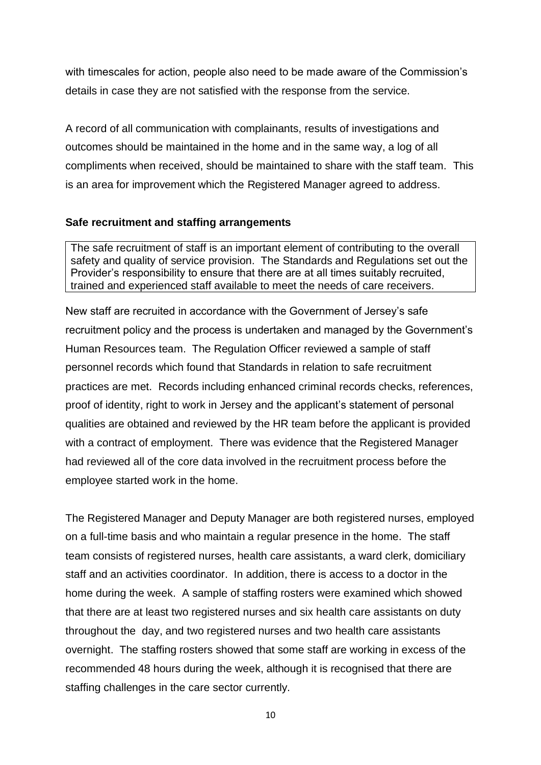with timescales for action, people also need to be made aware of the Commission's details in case they are not satisfied with the response from the service.

A record of all communication with complainants, results of investigations and outcomes should be maintained in the home and in the same way, a log of all compliments when received, should be maintained to share with the staff team. This is an area for improvement which the Registered Manager agreed to address.

**Safe recruitment and staffing arrangements**

| The safe recruitment of staff is an important element of contributing to the overall safety and quality of service provision. The Standards and Regulations set out the Provider's responsibility to ensure that there are at all times suitably recruited, trained and experienced staff available to meet the needs of care receivers. |
|---|

New staff are recruited in accordance with the Government of Jersey's safe recruitment policy and the process is undertaken and managed by the Government's Human Resources team. The Regulation Officer reviewed a sample of staff personnel records which found that Standards in relation to safe recruitment practices are met. Records including enhanced criminal records checks, references, proof of identity, right to work in Jersey and the applicant's statement of personal qualities are obtained and reviewed by the HR team before the applicant is provided with a contract of employment. There was evidence that the Registered Manager had reviewed all of the core data involved in the recruitment process before the employee started work in the home.

The Registered Manager and Deputy Manager are both registered nurses, employed on a full-time basis and who maintain a regular presence in the home. The staff team consists of registered nurses, health care assistants, a ward clerk, domiciliary staff and an activities coordinator. In addition, there is access to a doctor in the home during the week. A sample of staffing rosters were examined which showed that there are at least two registered nurses and six health care assistants on duty throughout the day, and two registered nurses and two health care assistants overnight. The staffing rosters showed that some staff are working in excess of the recommended 48 hours during the week, although it is recognised that there are staffing challenges in the care sector currently.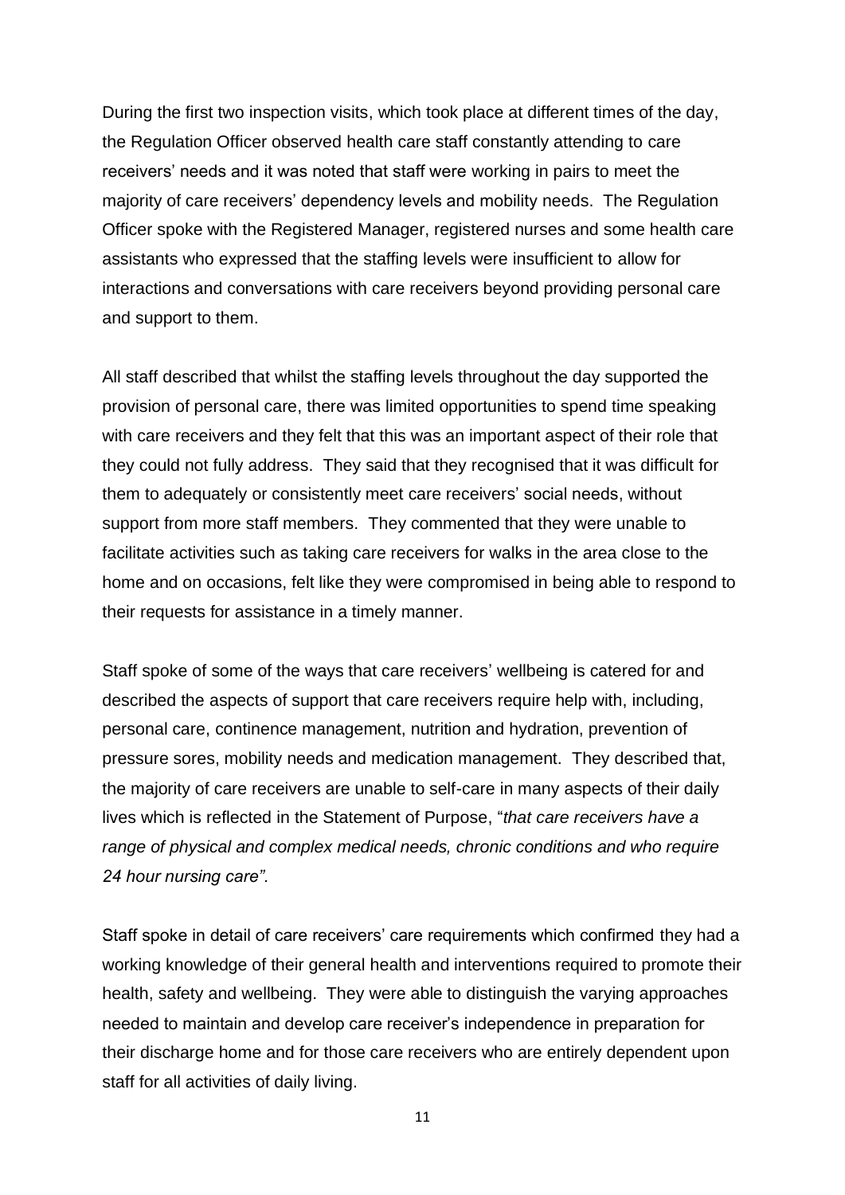During the first two inspection visits, which took place at different times of the day, the Regulation Officer observed health care staff constantly attending to care receivers' needs and it was noted that staff were working in pairs to meet the majority of care receivers' dependency levels and mobility needs. The Regulation Officer spoke with the Registered Manager, registered nurses and some health care assistants who expressed that the staffing levels were insufficient to allow for interactions and conversations with care receivers beyond providing personal care and support to them.

All staff described that whilst the staffing levels throughout the day supported the provision of personal care, there was limited opportunities to spend time speaking with care receivers and they felt that this was an important aspect of their role that they could not fully address. They said that they recognised that it was difficult for them to adequately or consistently meet care receivers' social needs, without support from more staff members. They commented that they were unable to facilitate activities such as taking care receivers for walks in the area close to the home and on occasions, felt like they were compromised in being able to respond to their requests for assistance in a timely manner.

Staff spoke of some of the ways that care receivers' wellbeing is catered for and described the aspects of support that care receivers require help with, including, personal care, continence management, nutrition and hydration, prevention of pressure sores, mobility needs and medication management. They described that, the majority of care receivers are unable to self-care in many aspects of their daily lives which is reflected in the Statement of Purpose, "*that care receivers have a range of physical and complex medical needs, chronic conditions and who require 24 hour nursing care".*

Staff spoke in detail of care receivers' care requirements which confirmed they had a working knowledge of their general health and interventions required to promote their health, safety and wellbeing. They were able to distinguish the varying approaches needed to maintain and develop care receiver's independence in preparation for their discharge home and for those care receivers who are entirely dependent upon staff for all activities of daily living.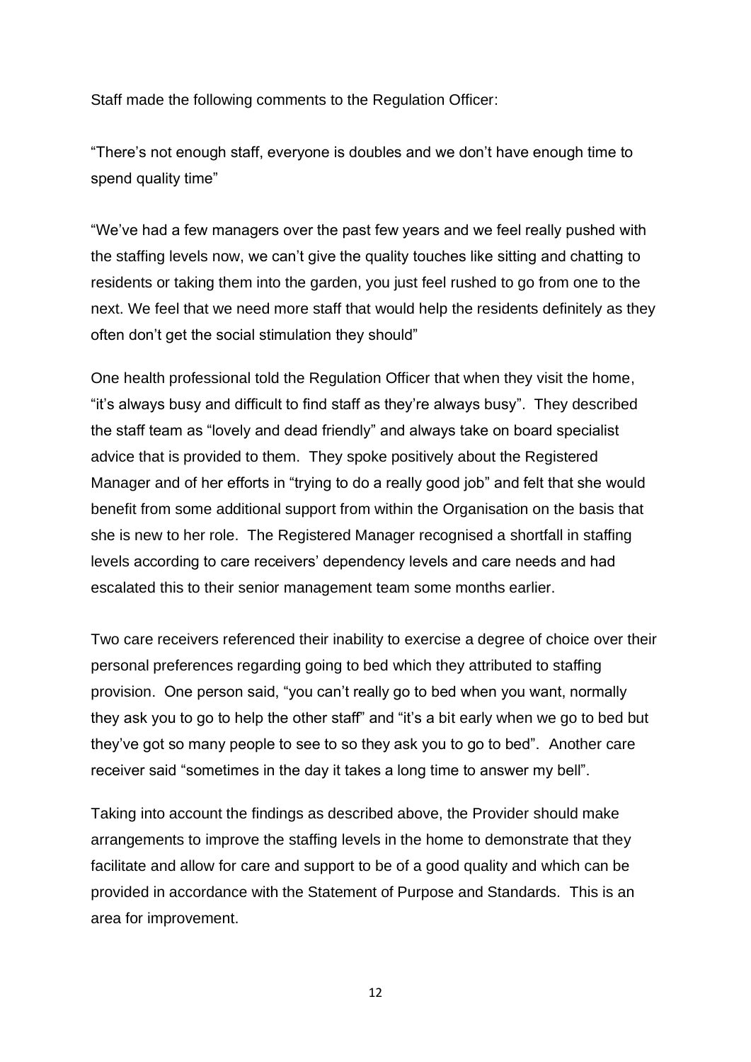Staff made the following comments to the Regulation Officer:

"There's not enough staff, everyone is doubles and we don't have enough time to spend quality time"

"We've had a few managers over the past few years and we feel really pushed with the staffing levels now, we can't give the quality touches like sitting and chatting to residents or taking them into the garden, you just feel rushed to go from one to the next. We feel that we need more staff that would help the residents definitely as they often don't get the social stimulation they should"

One health professional told the Regulation Officer that when they visit the home, "it's always busy and difficult to find staff as they're always busy". They described the staff team as "lovely and dead friendly" and always take on board specialist advice that is provided to them. They spoke positively about the Registered Manager and of her efforts in "trying to do a really good job" and felt that she would benefit from some additional support from within the Organisation on the basis that she is new to her role. The Registered Manager recognised a shortfall in staffing levels according to care receivers' dependency levels and care needs and had escalated this to their senior management team some months earlier.

Two care receivers referenced their inability to exercise a degree of choice over their personal preferences regarding going to bed which they attributed to staffing provision. One person said, "you can't really go to bed when you want, normally they ask you to go to help the other staff" and "it's a bit early when we go to bed but they've got so many people to see to so they ask you to go to bed". Another care receiver said "sometimes in the day it takes a long time to answer my bell".

Taking into account the findings as described above, the Provider should make arrangements to improve the staffing levels in the home to demonstrate that they facilitate and allow for care and support to be of a good quality and which can be provided in accordance with the Statement of Purpose and Standards. This is an area for improvement.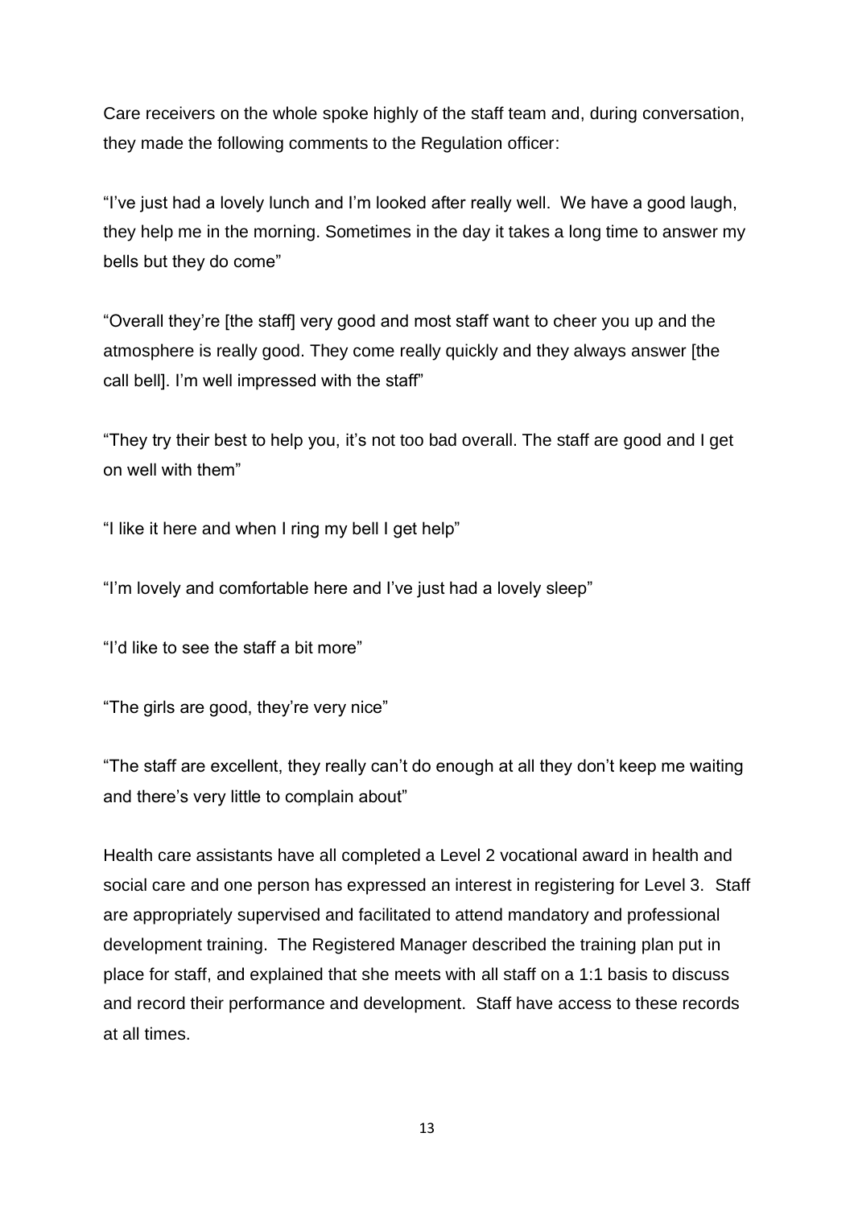Care receivers on the whole spoke highly of the staff team and, during conversation, they made the following comments to the Regulation officer:

"I've just had a lovely lunch and I'm looked after really well. We have a good laugh, they help me in the morning. Sometimes in the day it takes a long time to answer my bells but they do come"

"Overall they're [the staff] very good and most staff want to cheer you up and the atmosphere is really good. They come really quickly and they always answer [the call bell]. I'm well impressed with the staff"

"They try their best to help you, it's not too bad overall. The staff are good and I get on well with them"

"I like it here and when I ring my bell I get help"

"I'm lovely and comfortable here and I've just had a lovely sleep"

"I'd like to see the staff a bit more"

"The girls are good, they're very nice"

"The staff are excellent, they really can't do enough at all they don't keep me waiting and there's very little to complain about"

Health care assistants have all completed a Level 2 vocational award in health and social care and one person has expressed an interest in registering for Level 3. Staff are appropriately supervised and facilitated to attend mandatory and professional development training. The Registered Manager described the training plan put in place for staff, and explained that she meets with all staff on a 1:1 basis to discuss and record their performance and development. Staff have access to these records at all times.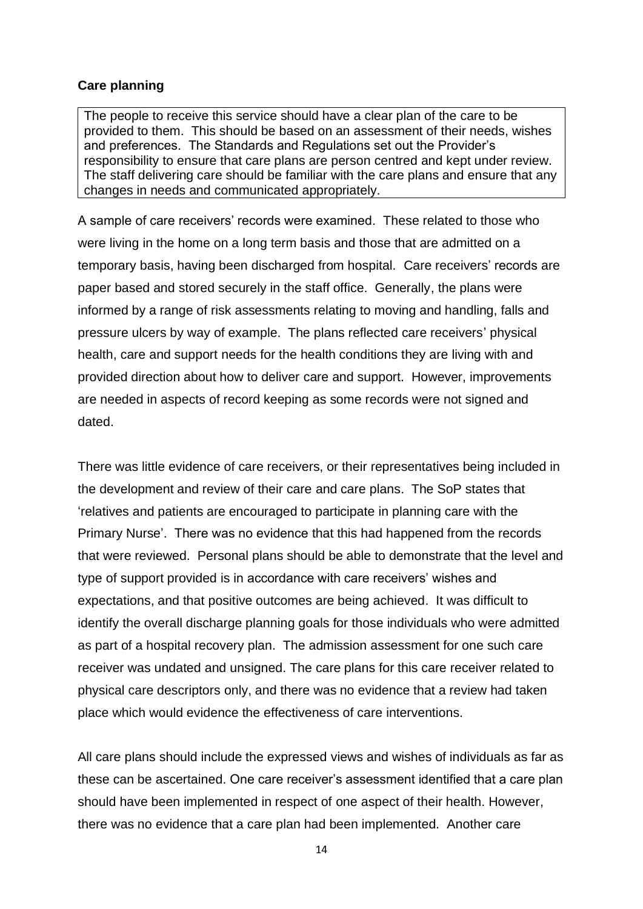**Care planning**

> The people to receive this service should have a clear plan of the care to be provided to them. This should be based on an assessment of their needs, wishes and preferences. The Standards and Regulations set out the Provider's responsibility to ensure that care plans are person centred and kept under review. The staff delivering care should be familiar with the care plans and ensure that any changes in needs and communicated appropriately.

A sample of care receivers' records were examined. These related to those who were living in the home on a long term basis and those that are admitted on a temporary basis, having been discharged from hospital. Care receivers' records are paper based and stored securely in the staff office. Generally, the plans were informed by a range of risk assessments relating to moving and handling, falls and pressure ulcers by way of example. The plans reflected care receivers' physical health, care and support needs for the health conditions they are living with and provided direction about how to deliver care and support. However, improvements are needed in aspects of record keeping as some records were not signed and dated.

There was little evidence of care receivers, or their representatives being included in the development and review of their care and care plans. The SoP states that 'relatives and patients are encouraged to participate in planning care with the Primary Nurse'. There was no evidence that this had happened from the records that were reviewed. Personal plans should be able to demonstrate that the level and type of support provided is in accordance with care receivers' wishes and expectations, and that positive outcomes are being achieved. It was difficult to identify the overall discharge planning goals for those individuals who were admitted as part of a hospital recovery plan. The admission assessment for one such care receiver was undated and unsigned. The care plans for this care receiver related to physical care descriptors only, and there was no evidence that a review had taken place which would evidence the effectiveness of care interventions.

All care plans should include the expressed views and wishes of individuals as far as these can be ascertained. One care receiver's assessment identified that a care plan should have been implemented in respect of one aspect of their health. However, there was no evidence that a care plan had been implemented. Another care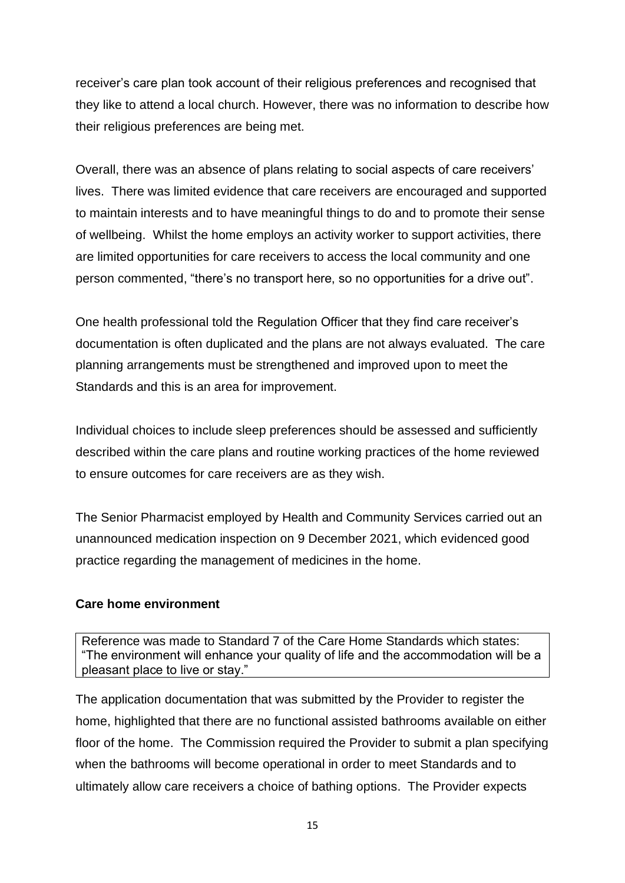receiver's care plan took account of their religious preferences and recognised that they like to attend a local church. However, there was no information to describe how their religious preferences are being met.

Overall, there was an absence of plans relating to social aspects of care receivers' lives. There was limited evidence that care receivers are encouraged and supported to maintain interests and to have meaningful things to do and to promote their sense of wellbeing. Whilst the home employs an activity worker to support activities, there are limited opportunities for care receivers to access the local community and one person commented, "there's no transport here, so no opportunities for a drive out".

One health professional told the Regulation Officer that they find care receiver's documentation is often duplicated and the plans are not always evaluated. The care planning arrangements must be strengthened and improved upon to meet the Standards and this is an area for improvement.

Individual choices to include sleep preferences should be assessed and sufficiently described within the care plans and routine working practices of the home reviewed to ensure outcomes for care receivers are as they wish.

The Senior Pharmacist employed by Health and Community Services carried out an unannounced medication inspection on 9 December 2021, which evidenced good practice regarding the management of medicines in the home.

**Care home environment**

Reference was made to Standard 7 of the Care Home Standards which states: "The environment will enhance your quality of life and the accommodation will be a pleasant place to live or stay."

The application documentation that was submitted by the Provider to register the home, highlighted that there are no functional assisted bathrooms available on either floor of the home. The Commission required the Provider to submit a plan specifying when the bathrooms will become operational in order to meet Standards and to ultimately allow care receivers a choice of bathing options. The Provider expects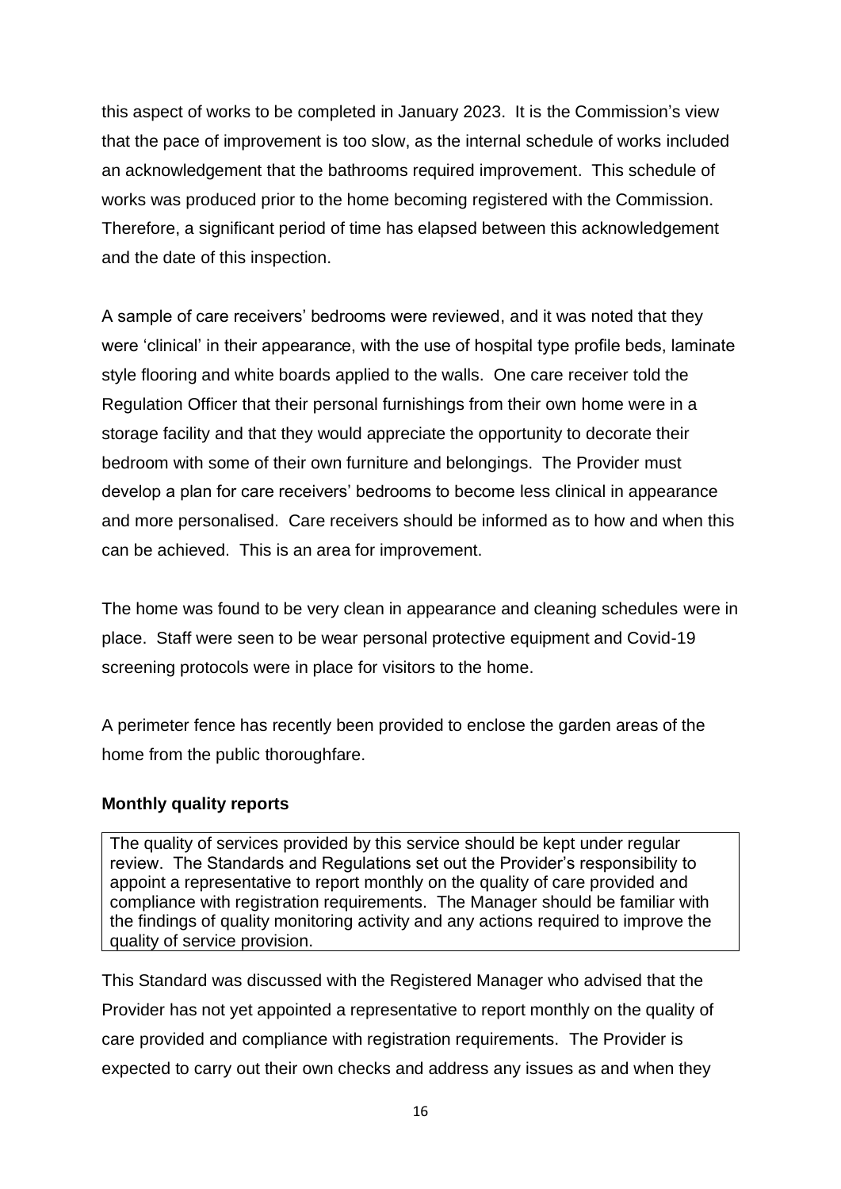this aspect of works to be completed in January 2023. It is the Commission's view that the pace of improvement is too slow, as the internal schedule of works included an acknowledgement that the bathrooms required improvement. This schedule of works was produced prior to the home becoming registered with the Commission. Therefore, a significant period of time has elapsed between this acknowledgement and the date of this inspection.

A sample of care receivers' bedrooms were reviewed, and it was noted that they were 'clinical' in their appearance, with the use of hospital type profile beds, laminate style flooring and white boards applied to the walls. One care receiver told the Regulation Officer that their personal furnishings from their own home were in a storage facility and that they would appreciate the opportunity to decorate their bedroom with some of their own furniture and belongings. The Provider must develop a plan for care receivers' bedrooms to become less clinical in appearance and more personalised. Care receivers should be informed as to how and when this can be achieved. This is an area for improvement.

The home was found to be very clean in appearance and cleaning schedules were in place. Staff were seen to be wear personal protective equipment and Covid-19 screening protocols were in place for visitors to the home.

A perimeter fence has recently been provided to enclose the garden areas of the home from the public thoroughfare.

**Monthly quality reports**

| The quality of services provided by this service should be kept under regular review. The Standards and Regulations set out the Provider's responsibility to appoint a representative to report monthly on the quality of care provided and compliance with registration requirements. The Manager should be familiar with the findings of quality monitoring activity and any actions required to improve the quality of service provision. |
|---|

This Standard was discussed with the Registered Manager who advised that the Provider has not yet appointed a representative to report monthly on the quality of care provided and compliance with registration requirements. The Provider is expected to carry out their own checks and address any issues as and when they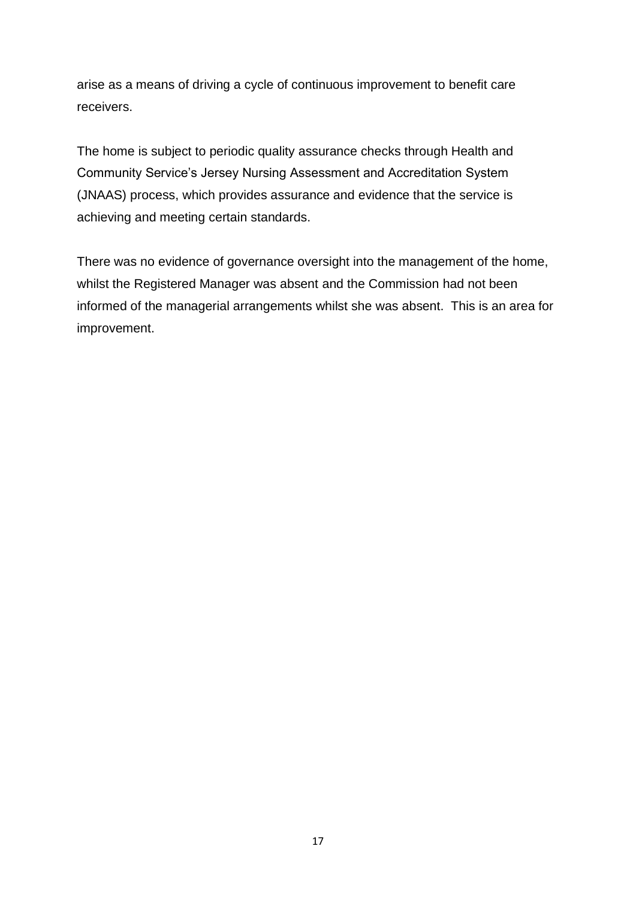arise as a means of driving a cycle of continuous improvement to benefit care receivers.

The home is subject to periodic quality assurance checks through Health and Community Service's Jersey Nursing Assessment and Accreditation System (JNAAS) process, which provides assurance and evidence that the service is achieving and meeting certain standards.

There was no evidence of governance oversight into the management of the home, whilst the Registered Manager was absent and the Commission had not been informed of the managerial arrangements whilst she was absent. This is an area for improvement.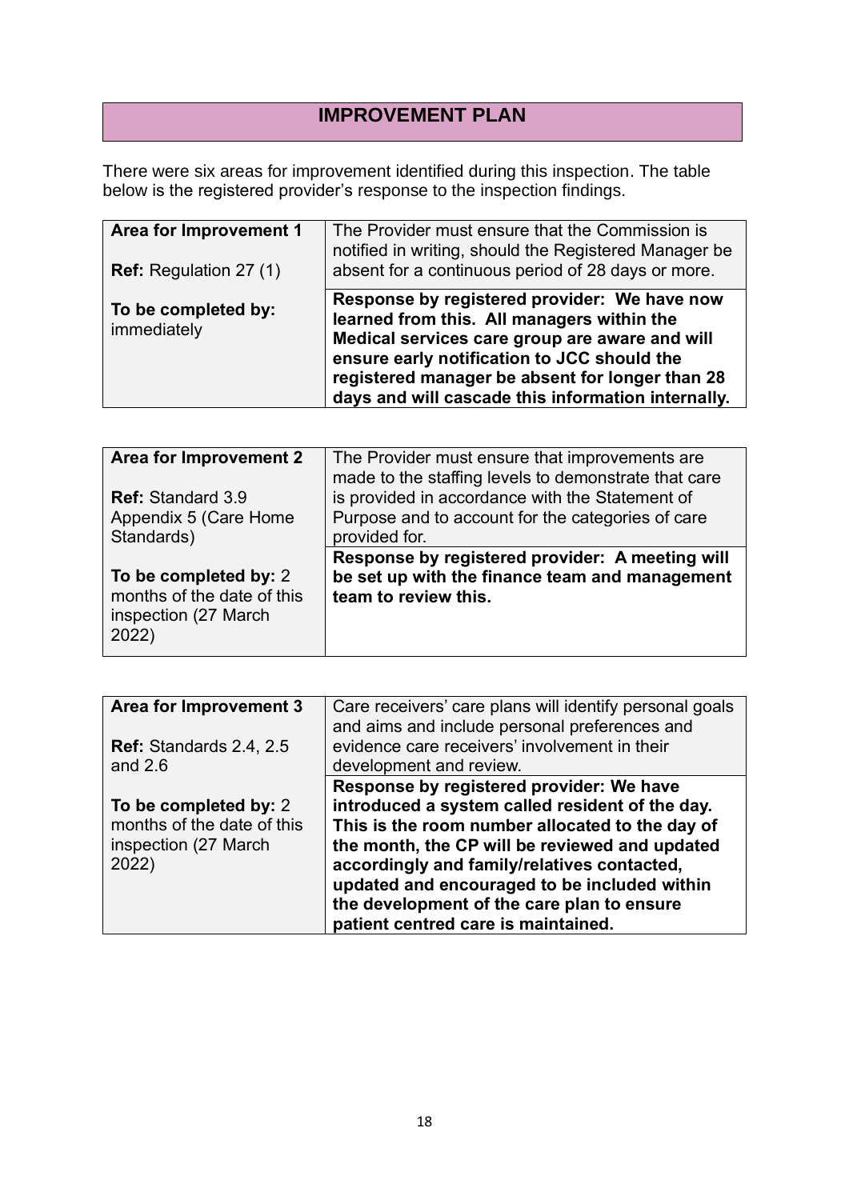## IMPROVEMENT PLAN

There were six areas for improvement identified during this inspection. The table below is the registered provider's response to the inspection findings.

| **Area for Improvement 1**<br><br>**Ref:** Regulation 27 (1)<br><br>**To be completed by:** immediately | The Provider must ensure that the Commission is notified in writing, should the Registered Manager be absent for a continuous period of 28 days or more.<br><br>**Response by registered provider: We have now learned from this. All managers within the Medical services care group are aware and will ensure early notification to JCC should the registered manager be absent for longer than 28 days and will cascade this information internally.** |
|---|---|

| **Area for Improvement 2**<br><br>**Ref:** Standard 3.9 Appendix 5 (Care Home Standards)<br><br>**To be completed by:** 2 months of the date of this inspection (27 March 2022) | The Provider must ensure that improvements are made to the staffing levels to demonstrate that care is provided in accordance with the Statement of Purpose and to account for the categories of care provided for.<br><br>**Response by registered provider: A meeting will be set up with the finance team and management team to review this.** |
|---|---|

| **Area for Improvement 3**<br><br>**Ref:** Standards 2.4, 2.5 and 2.6<br><br>**To be completed by:** 2 months of the date of this inspection (27 March 2022) | Care receivers' care plans will identify personal goals and aims and include personal preferences and evidence care receivers' involvement in their development and review.<br><br>**Response by registered provider: We have introduced a system called resident of the day. This is the room number allocated to the day of the month, the CP will be reviewed and updated accordingly and family/relatives contacted, updated and encouraged to be included within the development of the care plan to ensure patient centred care is maintained.** |
|---|---|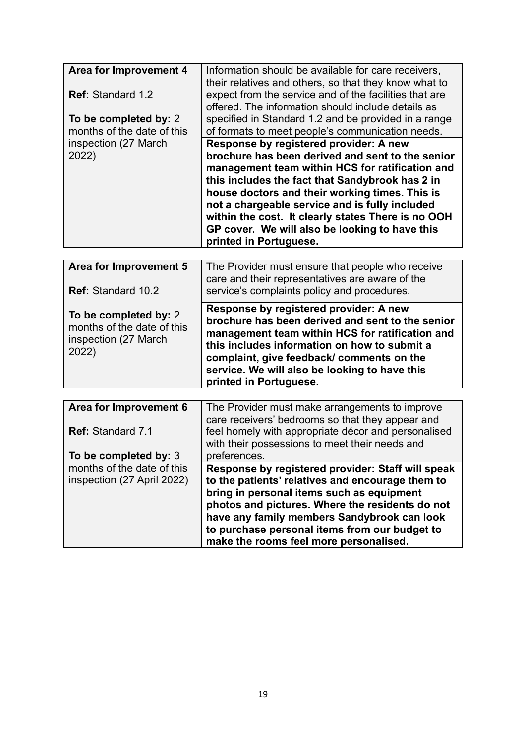| **Area for Improvement 4**<br><br>**Ref:** Standard 1.2<br><br>**To be completed by:** 2 months of the date of this inspection (27 March 2022) | Information should be available for care receivers, their relatives and others, so that they know what to expect from the service and of the facilities that are offered. The information should include details as specified in Standard 1.2 and be provided in a range of formats to meet people's communication needs. |
|---|---|
| | **Response by registered provider: A new brochure has been derived and sent to the senior management team within HCS for ratification and this includes the fact that Sandybrook has 2 in house doctors and their working times. This is not a chargeable service and is fully included within the cost. It clearly states There is no OOH GP cover. We will also be looking to have this printed in Portuguese.** |

| **Area for Improvement 5**<br><br>**Ref:** Standard 10.2<br><br>**To be completed by:** 2 months of the date of this inspection (27 March 2022) | The Provider must ensure that people who receive care and their representatives are aware of the service's complaints policy and procedures. |
|---|---|
| | **Response by registered provider: A new brochure has been derived and sent to the senior management team within HCS for ratification and this includes information on how to submit a complaint, give feedback/ comments on the service. We will also be looking to have this printed in Portuguese.** |

| **Area for Improvement 6**<br><br>**Ref:** Standard 7.1<br><br>**To be completed by:** 3 months of the date of this inspection (27 April 2022) | The Provider must make arrangements to improve care receivers' bedrooms so that they appear and feel homely with appropriate décor and personalised with their possessions to meet their needs and preferences. |
|---|---|
| | **Response by registered provider: Staff will speak to the patients' relatives and encourage them to bring in personal items such as equipment photos and pictures. Where the residents do not have any family members Sandybrook can look to purchase personal items from our budget to make the rooms feel more personalised.** |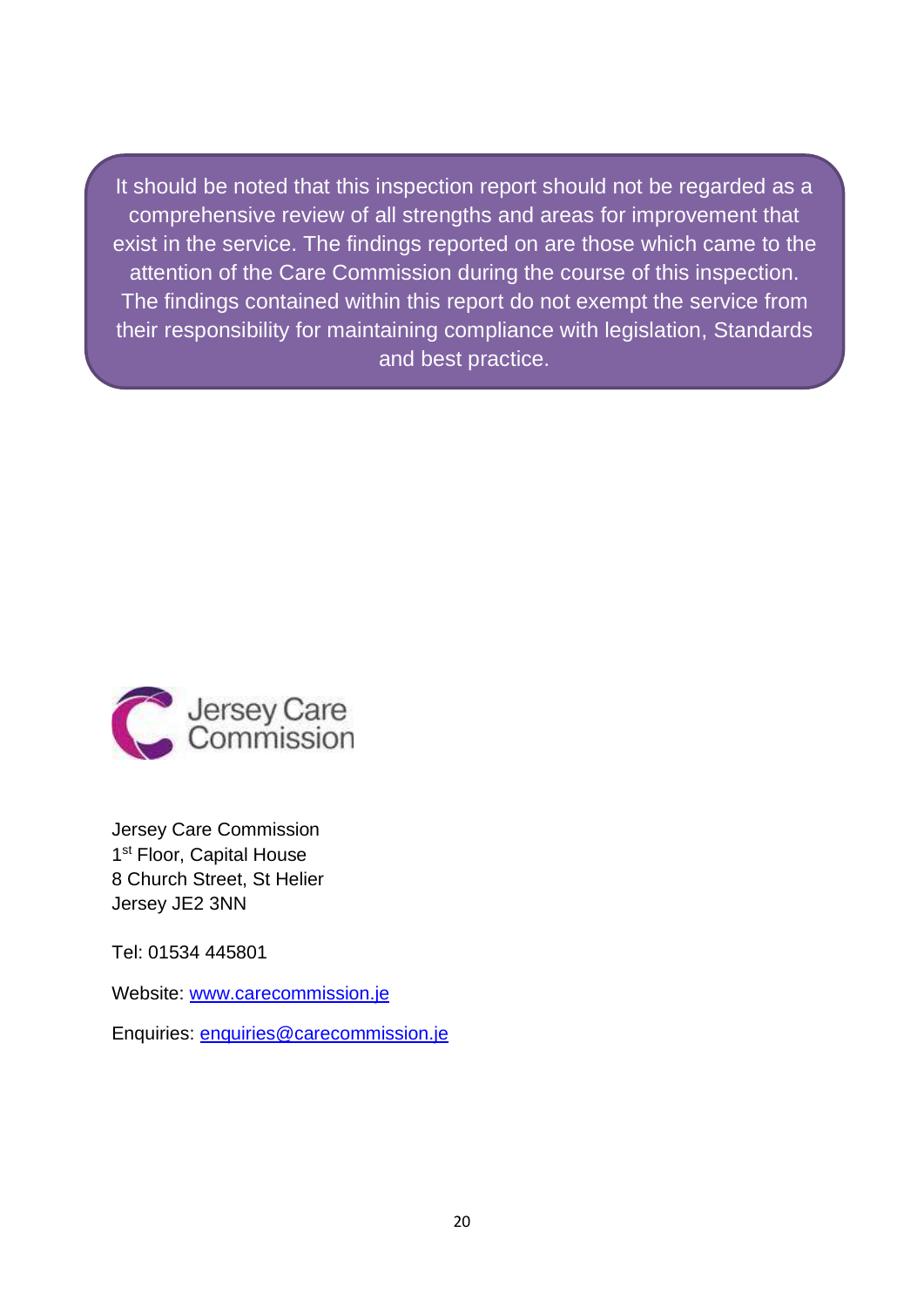It should be noted that this inspection report should not be regarded as a comprehensive review of all strengths and areas for improvement that exist in the service. The findings reported on are those which came to the attention of the Care Commission during the course of this inspection. The findings contained within this report do not exempt the service from their responsibility for maintaining compliance with legislation, Standards and best practice.

Jersey Care Commission

Jersey Care Commission
1st Floor, Capital House
8 Church Street, St Helier
Jersey JE2 3NN

Tel: 01534 445801

Website: www.carecommission.je

Enquiries: enquiries@carecommission.je